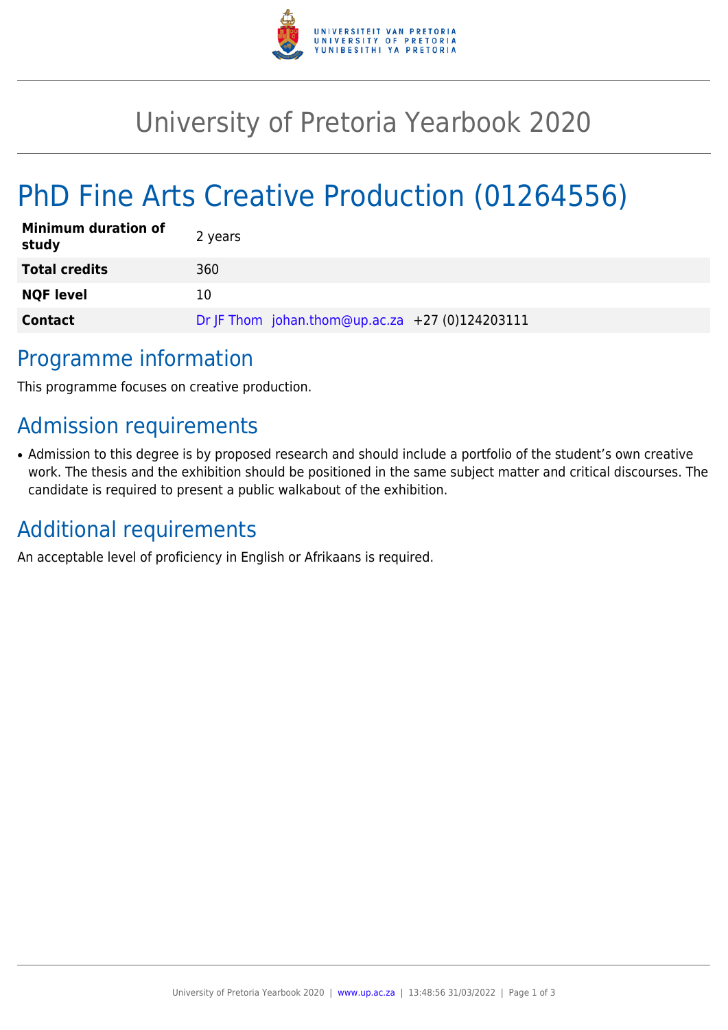# University of Pretoria Yearbook 2020

# PhD Fine Arts Creative Production (01264556)

| | |
|---|---|
| **Minimum duration of study** | 2 years |
| **Total credits** | 360 |
| **NQF level** | 10 |
| **Contact** | Dr JF Thom johan.thom@up.ac.za +27 (0)124203111 |

## Programme information

This programme focuses on creative production.

## Admission requirements

- Admission to this degree is by proposed research and should include a portfolio of the student's own creative work. The thesis and the exhibition should be positioned in the same subject matter and critical discourses. The candidate is required to present a public walkabout of the exhibition.

## Additional requirements

An acceptable level of proficiency in English or Afrikaans is required.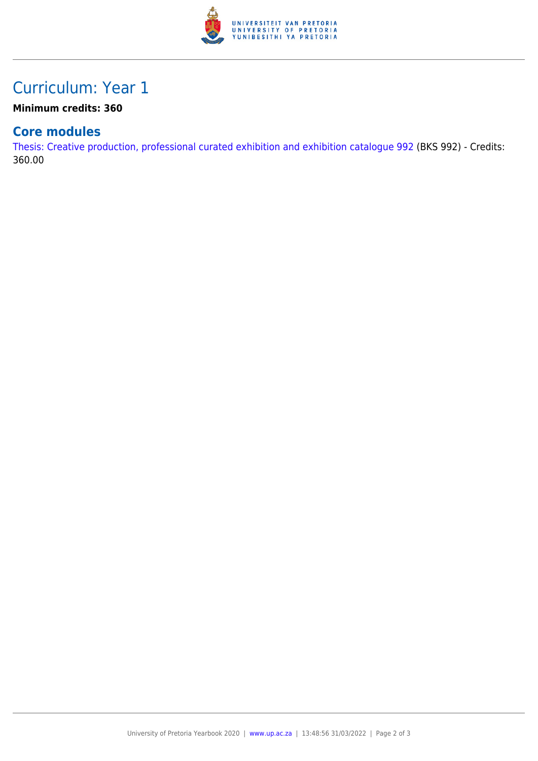# Curriculum: Year 1

**Minimum credits: 360**

## Core modules

Thesis: Creative production, professional curated exhibition and exhibition catalogue 992 (BKS 992) - Credits: 360.00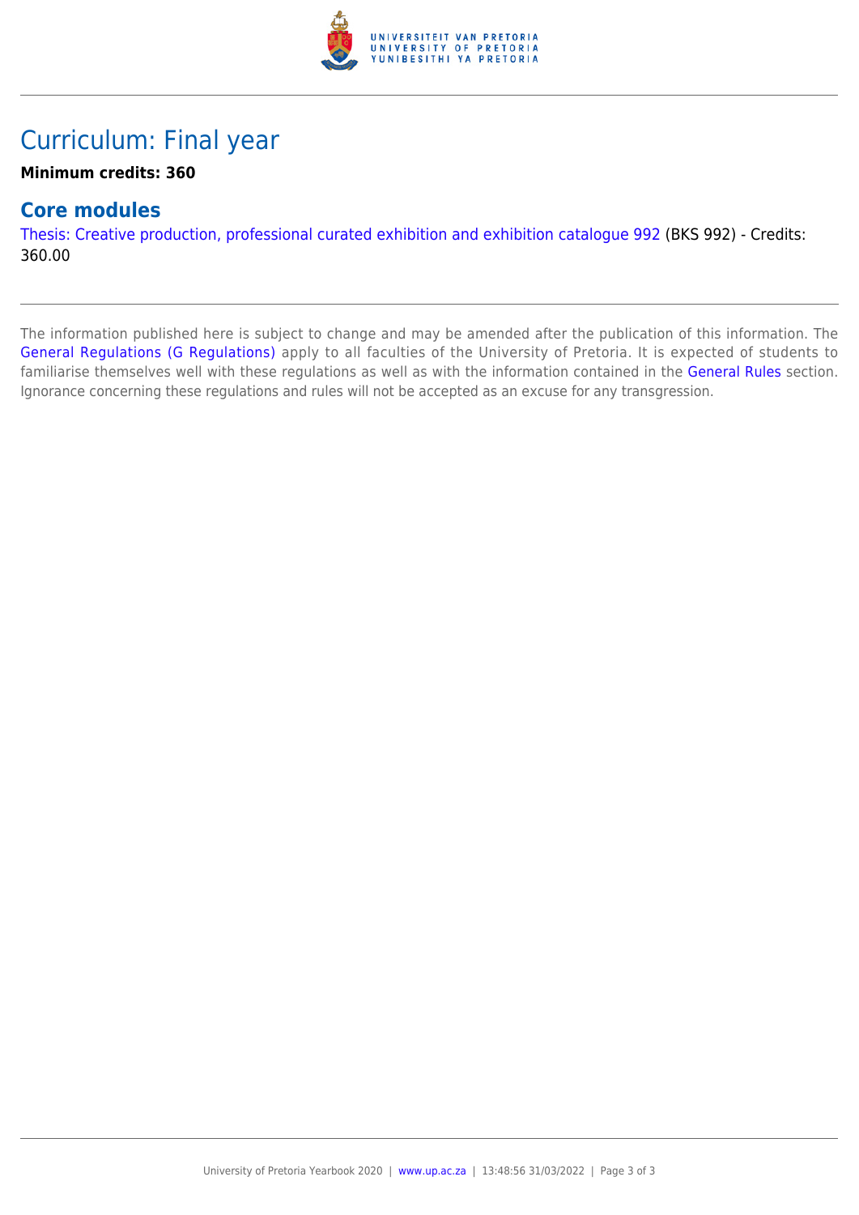## Curriculum: Final year

**Minimum credits: 360**

### Core modules

Thesis: Creative production, professional curated exhibition and exhibition catalogue 992 (BKS 992) - Credits: 360.00

The information published here is subject to change and may be amended after the publication of this information. The General Regulations (G Regulations) apply to all faculties of the University of Pretoria. It is expected of students to familiarise themselves well with these regulations as well as with the information contained in the General Rules section. Ignorance concerning these regulations and rules will not be accepted as an excuse for any transgression.